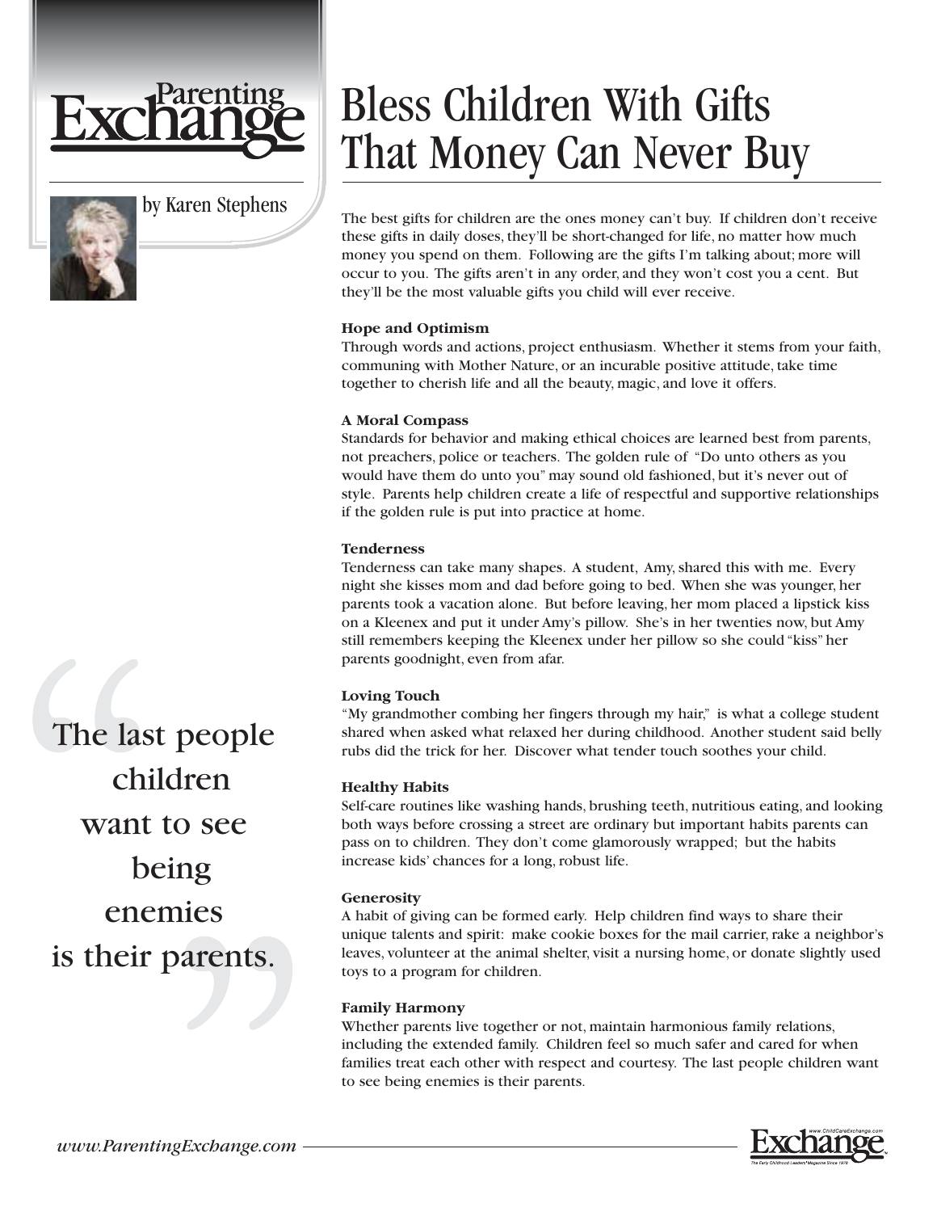# Bless Children With Gifts That Money Can Never Buy

by Karen Stephens

The best gifts for children are the ones money can't buy. If children don't receive these gifts in daily doses, they'll be short-changed for life, no matter how much money you spend on them. Following are the gifts I'm talking about; more will occur to you. The gifts aren't in any order, and they won't cost you a cent. But they'll be the most valuable gifts you child will ever receive.

**Hope and Optimism**

Through words and actions, project enthusiasm. Whether it stems from your faith, communing with Mother Nature, or an incurable positive attitude, take time together to cherish life and all the beauty, magic, and love it offers.

**A Moral Compass**

Standards for behavior and making ethical choices are learned best from parents, not preachers, police or teachers. The golden rule of "Do unto others as you would have them do unto you" may sound old fashioned, but it's never out of style. Parents help children create a life of respectful and supportive relationships if the golden rule is put into practice at home.

**Tenderness**

Tenderness can take many shapes. A student, Amy, shared this with me. Every night she kisses mom and dad before going to bed. When she was younger, her parents took a vacation alone. But before leaving, her mom placed a lipstick kiss on a Kleenex and put it under Amy's pillow. She's in her twenties now, but Amy still remembers keeping the Kleenex under her pillow so she could "kiss" her parents goodnight, even from afar.

**Loving Touch**

"My grandmother combing her fingers through my hair," is what a college student shared when asked what relaxed her during childhood. Another student said belly rubs did the trick for her. Discover what tender touch soothes your child.

**Healthy Habits**

Self-care routines like washing hands, brushing teeth, nutritious eating, and looking both ways before crossing a street are ordinary but important habits parents can pass on to children. They don't come glamorously wrapped; but the habits increase kids' chances for a long, robust life.

**Generosity**

A habit of giving can be formed early. Help children find ways to share their unique talents and spirit: make cookie boxes for the mail carrier, rake a neighbor's leaves, volunteer at the animal shelter, visit a nursing home, or donate slightly used toys to a program for children.

**Family Harmony**

Whether parents live together or not, maintain harmonious family relations, including the extended family. Children feel so much safer and cared for when families treat each other with respect and courtesy. The last people children want to see being enemies is their parents.

> "The last people children want to see being enemies is their parents."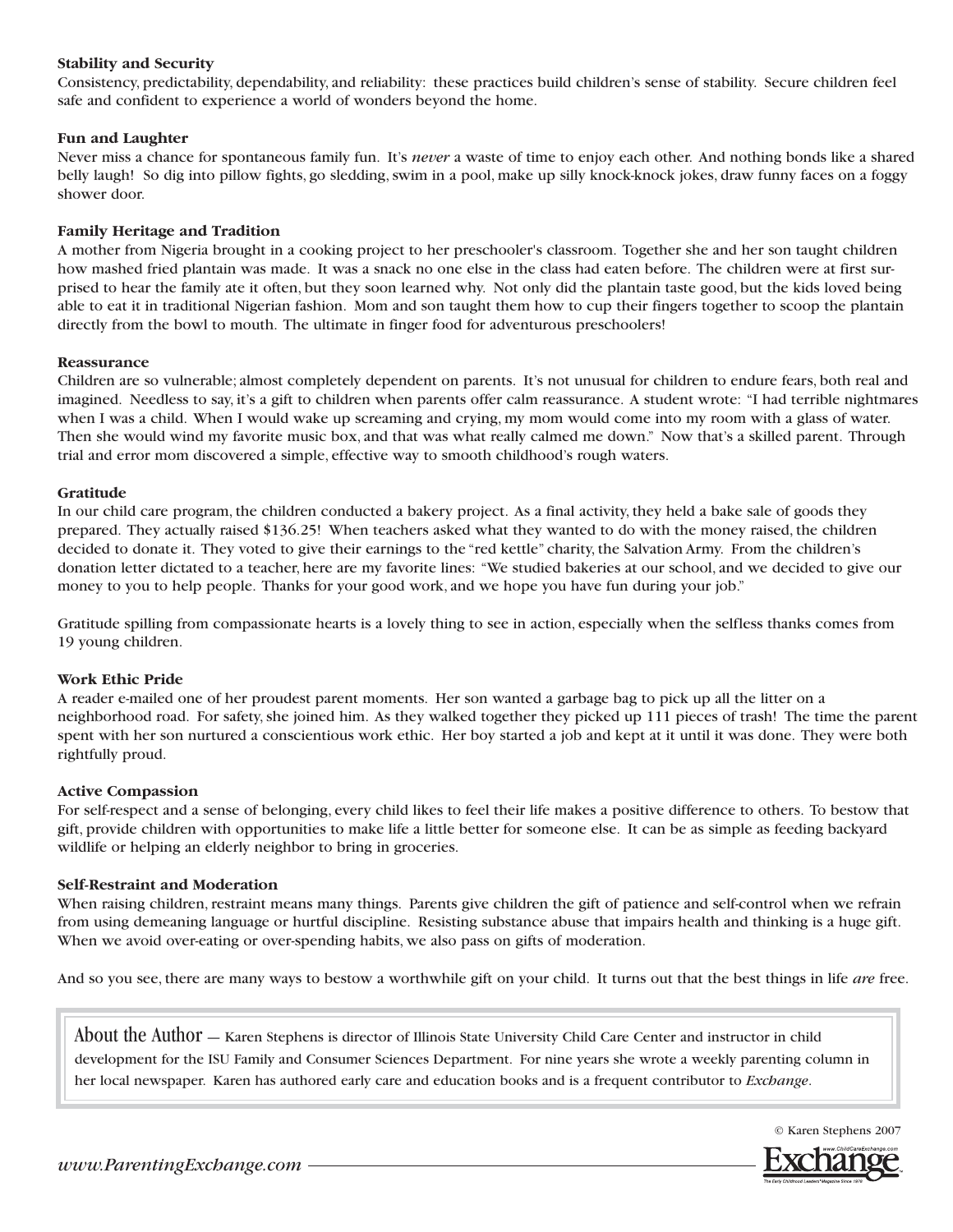**Stability and Security**

Consistency, predictability, dependability, and reliability: these practices build children's sense of stability. Secure children feel safe and confident to experience a world of wonders beyond the home.

**Fun and Laughter**

Never miss a chance for spontaneous family fun. It's *never* a waste of time to enjoy each other. And nothing bonds like a shared belly laugh! So dig into pillow fights, go sledding, swim in a pool, make up silly knock-knock jokes, draw funny faces on a foggy shower door.

**Family Heritage and Tradition**

A mother from Nigeria brought in a cooking project to her preschooler's classroom. Together she and her son taught children how mashed fried plantain was made. It was a snack no one else in the class had eaten before. The children were at first surprised to hear the family ate it often, but they soon learned why. Not only did the plantain taste good, but the kids loved being able to eat it in traditional Nigerian fashion. Mom and son taught them how to cup their fingers together to scoop the plantain directly from the bowl to mouth. The ultimate in finger food for adventurous preschoolers!

**Reassurance**

Children are so vulnerable; almost completely dependent on parents. It's not unusual for children to endure fears, both real and imagined. Needless to say, it's a gift to children when parents offer calm reassurance. A student wrote: "I had terrible nightmares when I was a child. When I would wake up screaming and crying, my mom would come into my room with a glass of water. Then she would wind my favorite music box, and that was what really calmed me down." Now that's a skilled parent. Through trial and error mom discovered a simple, effective way to smooth childhood's rough waters.

**Gratitude**

In our child care program, the children conducted a bakery project. As a final activity, they held a bake sale of goods they prepared. They actually raised $136.25! When teachers asked what they wanted to do with the money raised, the children decided to donate it. They voted to give their earnings to the "red kettle" charity, the Salvation Army. From the children's donation letter dictated to a teacher, here are my favorite lines: "We studied bakeries at our school, and we decided to give our money to you to help people. Thanks for your good work, and we hope you have fun during your job."

Gratitude spilling from compassionate hearts is a lovely thing to see in action, especially when the selfless thanks comes from 19 young children.

**Work Ethic Pride**

A reader e-mailed one of her proudest parent moments. Her son wanted a garbage bag to pick up all the litter on a neighborhood road. For safety, she joined him. As they walked together they picked up 111 pieces of trash! The time the parent spent with her son nurtured a conscientious work ethic. Her boy started a job and kept at it until it was done. They were both rightfully proud.

**Active Compassion**

For self-respect and a sense of belonging, every child likes to feel their life makes a positive difference to others. To bestow that gift, provide children with opportunities to make life a little better for someone else. It can be as simple as feeding backyard wildlife or helping an elderly neighbor to bring in groceries.

**Self-Restraint and Moderation**

When raising children, restraint means many things. Parents give children the gift of patience and self-control when we refrain from using demeaning language or hurtful discipline. Resisting substance abuse that impairs health and thinking is a huge gift. When we avoid over-eating or over-spending habits, we also pass on gifts of moderation.

And so you see, there are many ways to bestow a worthwhile gift on your child. It turns out that the best things in life *are* free.

About the Author — Karen Stephens is director of Illinois State University Child Care Center and instructor in child development for the ISU Family and Consumer Sciences Department. For nine years she wrote a weekly parenting column in her local newspaper. Karen has authored early care and education books and is a frequent contributor to *Exchange*.

© Karen Stephens 2007